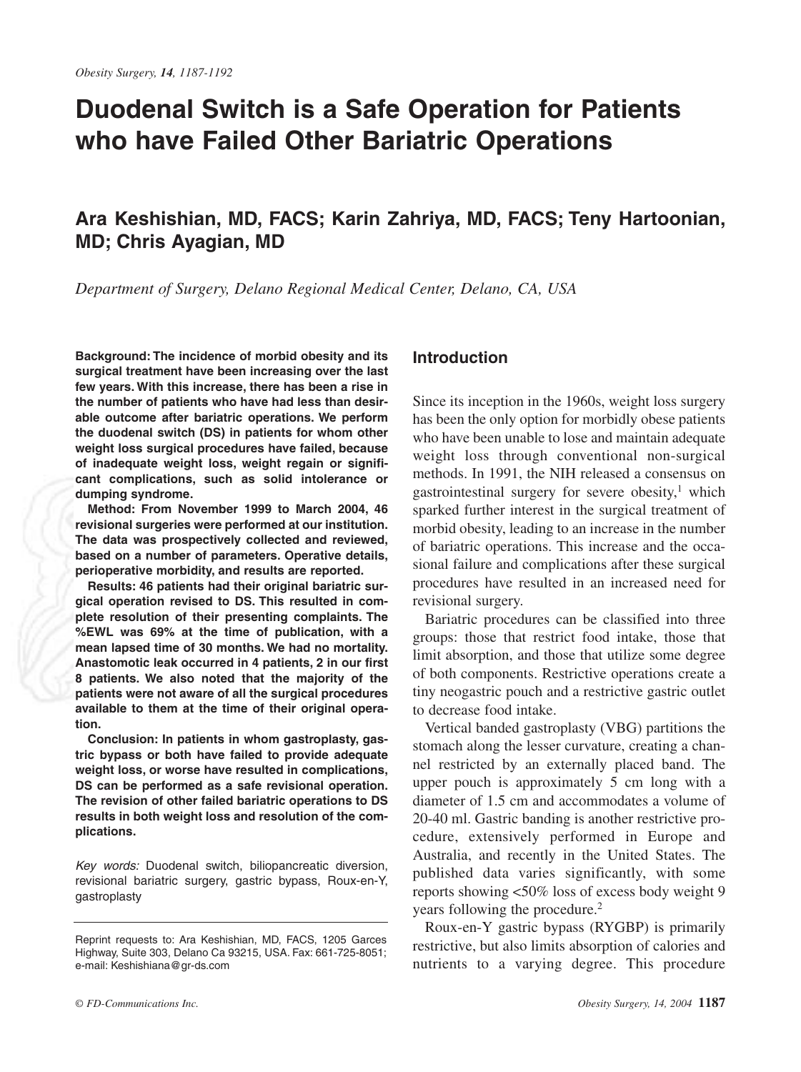# Duodenal Switch is a Safe Operation for Patients who have Failed Other Bariatric Operations

## Ara Keshishian, MD, FACS; Karin Zahriya, MD, FACS; Teny Hartoonian, MD; Chris Ayagian, MD

*Department of Surgery, Delano Regional Medical Center, Delano, CA, USA*

**Background: The incidence of morbid obesity and its surgical treatment have been increasing over the last few years. With this increase, there has been a rise in the number of patients who have had less than desirable outcome after bariatric operations. We perform the duodenal switch (DS) in patients for whom other weight loss surgical procedures have failed, because of inadequate weight loss, weight regain or significant complications, such as solid intolerance or dumping syndrome.**

**Method: From November 1999 to March 2004, 46 revisional surgeries were performed at our institution. The data was prospectively collected and reviewed, based on a number of parameters. Operative details, perioperative morbidity, and results are reported.**

**Results: 46 patients had their original bariatric surgical operation revised to DS. This resulted in complete resolution of their presenting complaints. The %EWL was 69% at the time of publication, with a mean lapsed time of 30 months. We had no mortality. Anastomotic leak occurred in 4 patients, 2 in our first 8 patients. We also noted that the majority of the patients were not aware of all the surgical procedures available to them at the time of their original operation.**

**Conclusion: In patients in whom gastroplasty, gastric bypass or both have failed to provide adequate weight loss, or worse have resulted in complications, DS can be performed as a safe revisional operation. The revision of other failed bariatric operations to DS results in both weight loss and resolution of the complications.**

*Key words:* Duodenal switch, biliopancreatic diversion, revisional bariatric surgery, gastric bypass, Roux-en-Y, gastroplasty

Reprint requests to: Ara Keshishian, MD, FACS, 1205 Garces Highway, Suite 303, Delano Ca 93215, USA. Fax: 661-725-8051; e-mail: Keshishiana@gr-ds.com

## Introduction

Since its inception in the 1960s, weight loss surgery has been the only option for morbidly obese patients who have been unable to lose and maintain adequate weight loss through conventional non-surgical methods. In 1991, the NIH released a consensus on gastrointestinal surgery for severe obesity,[1] which sparked further interest in the surgical treatment of morbid obesity, leading to an increase in the number of bariatric operations. This increase and the occasional failure and complications after these surgical procedures have resulted in an increased need for revisional surgery.

Bariatric procedures can be classified into three groups: those that restrict food intake, those that limit absorption, and those that utilize some degree of both components. Restrictive operations create a tiny neogastric pouch and a restrictive gastric outlet to decrease food intake.

Vertical banded gastroplasty (VBG) partitions the stomach along the lesser curvature, creating a channel restricted by an externally placed band. The upper pouch is approximately 5 cm long with a diameter of 1.5 cm and accommodates a volume of 20-40 ml. Gastric banding is another restrictive procedure, extensively performed in Europe and Australia, and recently in the United States. The published data varies significantly, with some reports showing <50% loss of excess body weight 9 years following the procedure.[2]

Roux-en-Y gastric bypass (RYGBP) is primarily restrictive, but also limits absorption of calories and nutrients to a varying degree. This procedure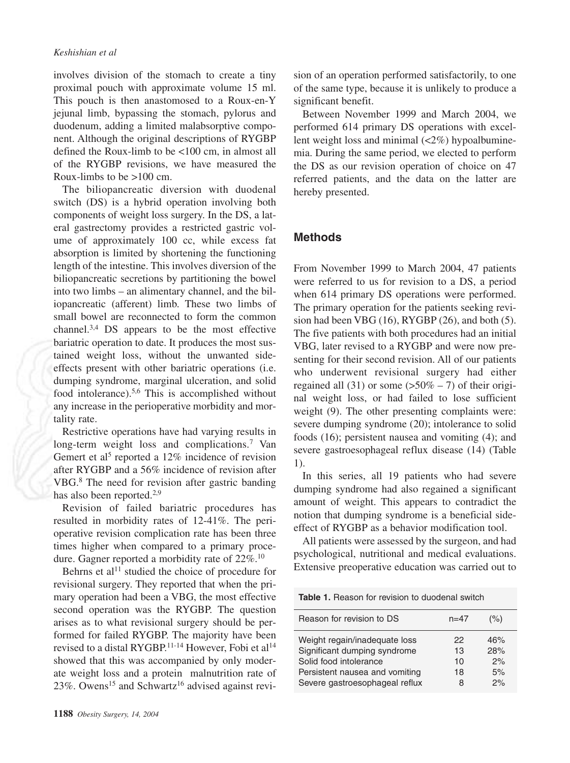involves division of the stomach to create a tiny proximal pouch with approximate volume 15 ml. This pouch is then anastomosed to a Roux-en-Y jejunal limb, bypassing the stomach, pylorus and duodenum, adding a limited malabsorptive component. Although the original descriptions of RYGBP defined the Roux-limb to be <100 cm, in almost all of the RYGBP revisions, we have measured the Roux-limbs to be >100 cm.

The biliopancreatic diversion with duodenal switch (DS) is a hybrid operation involving both components of weight loss surgery. In the DS, a lateral gastrectomy provides a restricted gastric volume of approximately 100 cc, while excess fat absorption is limited by shortening the functioning length of the intestine. This involves diversion of the biliopancreatic secretions by partitioning the bowel into two limbs – an alimentary channel, and the biliopancreatic (afferent) limb. These two limbs of small bowel are reconnected to form the common channel.[3,4] DS appears to be the most effective bariatric operation to date. It produces the most sustained weight loss, without the unwanted side-effects present with other bariatric operations (i.e. dumping syndrome, marginal ulceration, and solid food intolerance).[5,6] This is accomplished without any increase in the perioperative morbidity and mortality rate.

Restrictive operations have had varying results in long-term weight loss and complications.[7] Van Gemert et al[5] reported a 12% incidence of revision after RYGBP and a 56% incidence of revision after VBG.[8] The need for revision after gastric banding has also been reported.[2,9]

Revision of failed bariatric procedures has resulted in morbidity rates of 12-41%. The perioperative revision complication rate has been three times higher when compared to a primary procedure. Gagner reported a morbidity rate of 22%.[10]

Behrns et al[11] studied the choice of procedure for revisional surgery. They reported that when the primary operation had been a VBG, the most effective second operation was the RYGBP. The question arises as to what revisional surgery should be performed for failed RYGBP. The majority have been revised to a distal RYGBP.[11-14] However, Fobi et al[14] showed that this was accompanied by only moderate weight loss and a protein malnutrition rate of 23%. Owens[15] and Schwartz[16] advised against revision of an operation performed satisfactorily, to one of the same type, because it is unlikely to produce a significant benefit.

Between November 1999 and March 2004, we performed 614 primary DS operations with excellent weight loss and minimal (<2%) hypoalbuminemia. During the same period, we elected to perform the DS as our revision operation of choice on 47 referred patients, and the data on the latter are hereby presented.

## Methods

From November 1999 to March 2004, 47 patients were referred to us for revision to a DS, a period when 614 primary DS operations were performed. The primary operation for the patients seeking revision had been VBG (16), RYGBP (26), and both (5). The five patients with both procedures had an initial VBG, later revised to a RYGBP and were now presenting for their second revision. All of our patients who underwent revisional surgery had either regained all (31) or some (>50% – 7) of their original weight loss, or had failed to lose sufficient weight (9). The other presenting complaints were: severe dumping syndrome (20); intolerance to solid foods (16); persistent nausea and vomiting (4); and severe gastroesophageal reflux disease (14) (Table 1).

In this series, all 19 patients who had severe dumping syndrome had also regained a significant amount of weight. This appears to contradict the notion that dumping syndrome is a beneficial side-effect of RYGBP as a behavior modification tool.

All patients were assessed by the surgeon, and had psychological, nutritional and medical evaluations. Extensive preoperative education was carried out to

**Table 1.** Reason for revision to duodenal switch

| Reason for revision to DS | n=47 | (%) |
|---|---|---|
| Weight regain/inadequate loss | 22 | 46% |
| Significant dumping syndrome | 13 | 28% |
| Solid food intolerance | 10 | 2% |
| Persistent nausea and vomiting | 18 | 5% |
| Severe gastroesophageal reflux | 8 | 2% |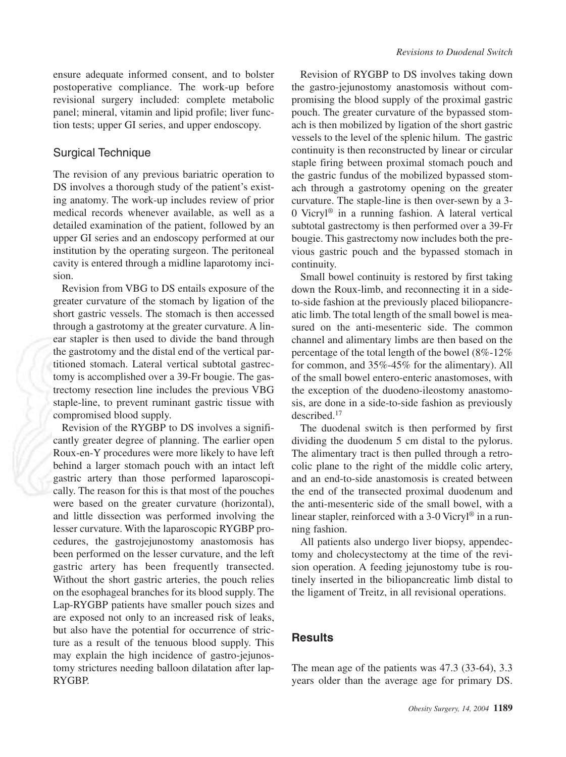ensure adequate informed consent, and to bolster postoperative compliance. The work-up before revisional surgery included: complete metabolic panel; mineral, vitamin and lipid profile; liver function tests; upper GI series, and upper endoscopy.

## Surgical Technique

The revision of any previous bariatric operation to DS involves a thorough study of the patient's existing anatomy. The work-up includes review of prior medical records whenever available, as well as a detailed examination of the patient, followed by an upper GI series and an endoscopy performed at our institution by the operating surgeon. The peritoneal cavity is entered through a midline laparotomy incision.

Revision from VBG to DS entails exposure of the greater curvature of the stomach by ligation of the short gastric vessels. The stomach is then accessed through a gastrotomy at the greater curvature. A linear stapler is then used to divide the band through the gastrotomy and the distal end of the vertical partitioned stomach. Lateral vertical subtotal gastrectomy is accomplished over a 39-Fr bougie. The gastrectomy resection line includes the previous VBG staple-line, to prevent ruminant gastric tissue with compromised blood supply.

Revision of the RYGBP to DS involves a significantly greater degree of planning. The earlier open Roux-en-Y procedures were more likely to have left behind a larger stomach pouch with an intact left gastric artery than those performed laparoscopically. The reason for this is that most of the pouches were based on the greater curvature (horizontal), and little dissection was performed involving the lesser curvature. With the laparoscopic RYGBP procedures, the gastrojejunostomy anastomosis has been performed on the lesser curvature, and the left gastric artery has been frequently transected. Without the short gastric arteries, the pouch relies on the esophageal branches for its blood supply. The Lap-RYGBP patients have smaller pouch sizes and are exposed not only to an increased risk of leaks, but also have the potential for occurrence of stricture as a result of the tenuous blood supply. This may explain the high incidence of gastro-jejunostomy strictures needing balloon dilatation after lap-RYGBP.

Revision of RYGBP to DS involves taking down the gastro-jejunostomy anastomosis without compromising the blood supply of the proximal gastric pouch. The greater curvature of the bypassed stomach is then mobilized by ligation of the short gastric vessels to the level of the splenic hilum. The gastric continuity is then reconstructed by linear or circular staple firing between proximal stomach pouch and the gastric fundus of the mobilized bypassed stomach through a gastrotomy opening on the greater curvature. The staple-line is then over-sewn by a 3-0 Vicryl® in a running fashion. A lateral vertical subtotal gastrectomy is then performed over a 39-Fr bougie. This gastrectomy now includes both the previous gastric pouch and the bypassed stomach in continuity.

Small bowel continuity is restored by first taking down the Roux-limb, and reconnecting it in a side-to-side fashion at the previously placed biliopancreatic limb. The total length of the small bowel is measured on the anti-mesenteric side. The common channel and alimentary limbs are then based on the percentage of the total length of the bowel (8%-12% for common, and 35%-45% for the alimentary). All of the small bowel entero-enteric anastomoses, with the exception of the duodeno-ileostomy anastomosis, are done in a side-to-side fashion as previously described.[17]

The duodenal switch is then performed by first dividing the duodenum 5 cm distal to the pylorus. The alimentary tract is then pulled through a retrocolic plane to the right of the middle colic artery, and an end-to-side anastomosis is created between the end of the transected proximal duodenum and the anti-mesenteric side of the small bowel, with a linear stapler, reinforced with a 3-0 Vicryl® in a running fashion.

All patients also undergo liver biopsy, appendectomy and cholecystectomy at the time of the revision operation. A feeding jejunostomy tube is routinely inserted in the biliopancreatic limb distal to the ligament of Treitz, in all revisional operations.

## Results

The mean age of the patients was 47.3 (33-64), 3.3 years older than the average age for primary DS.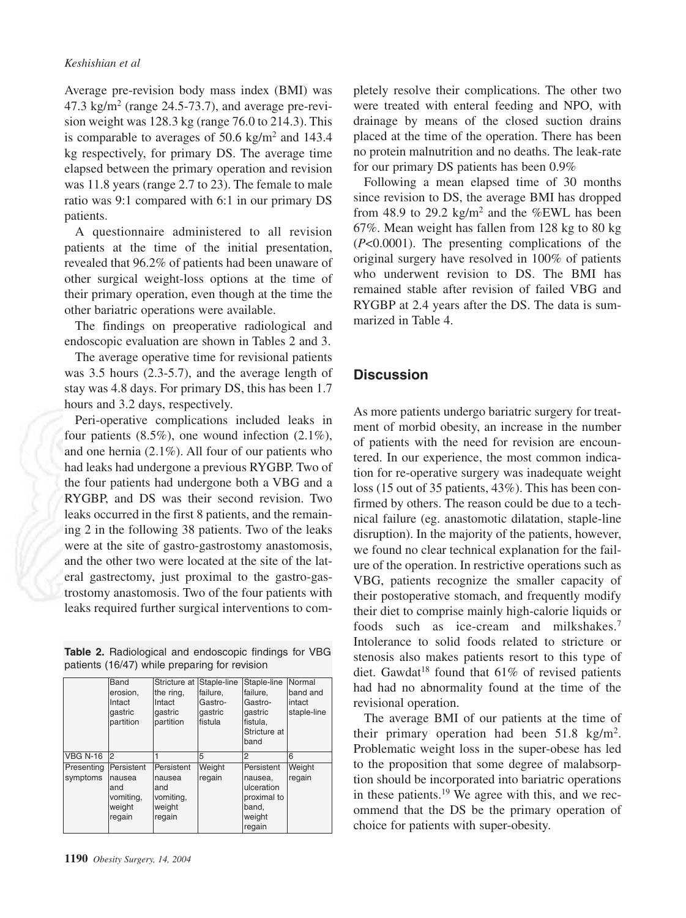Average pre-revision body mass index (BMI) was 47.3 kg/m$^2$ (range 24.5-73.7), and average pre-revision weight was 128.3 kg (range 76.0 to 214.3). This is comparable to averages of 50.6 kg/m$^2$ and 143.4 kg respectively, for primary DS. The average time elapsed between the primary operation and revision was 11.8 years (range 2.7 to 23). The female to male ratio was 9:1 compared with 6:1 in our primary DS patients.

A questionnaire administered to all revision patients at the time of the initial presentation, revealed that 96.2% of patients had been unaware of other surgical weight-loss options at the time of their primary operation, even though at the time the other bariatric operations were available.

The findings on preoperative radiological and endoscopic evaluation are shown in Tables 2 and 3.

The average operative time for revisional patients was 3.5 hours (2.3-5.7), and the average length of stay was 4.8 days. For primary DS, this has been 1.7 hours and 3.2 days, respectively.

Peri-operative complications included leaks in four patients (8.5%), one wound infection (2.1%), and one hernia (2.1%). All four of our patients who had leaks had undergone a previous RYGBP. Two of the four patients had undergone both a VBG and a RYGBP, and DS was their second revision. Two leaks occurred in the first 8 patients, and the remaining 2 in the following 38 patients. Two of the leaks were at the site of gastro-gastrostomy anastomosis, and the other two were located at the site of the lateral gastrectomy, just proximal to the gastro-gastrostomy anastomosis. Two of the four patients with leaks required further surgical interventions to completely resolve their complications. The other two were treated with enteral feeding and NPO, with drainage by means of the closed suction drains placed at the time of the operation. There has been no protein malnutrition and no deaths. The leak-rate for our primary DS patients has been 0.9%

**Table 2.** Radiological and endoscopic findings for VBG patients (16/47) while preparing for revision

| | Band erosion, Intact gastric partition | Stricture at the ring, Intact gastric partition | Staple-line failure, Gastro-gastric fistula | Staple-line failure, Gastro-gastric fistula, Stricture at band | Normal band and intact staple-line |
|---|---|---|---|---|---|
| VBG N-16 | 2 | 1 | 5 | 2 | 6 |
| Presenting symptoms | Persistent nausea and vomiting, weight regain | Persistent nausea and vomiting, weight regain | Weight regain | Persistent nausea, ulceration proximal to band, weight regain | Weight regain |

Following a mean elapsed time of 30 months since revision to DS, the average BMI has dropped from 48.9 to 29.2 kg/m$^2$ and the %EWL has been 67%. Mean weight has fallen from 128 kg to 80 kg ($P$<0.0001). The presenting complications of the original surgery have resolved in 100% of patients who underwent revision to DS. The BMI has remained stable after revision of failed VBG and RYGBP at 2.4 years after the DS. The data is summarized in Table 4.

## Discussion

As more patients undergo bariatric surgery for treatment of morbid obesity, an increase in the number of patients with the need for revision are encountered. In our experience, the most common indication for re-operative surgery was inadequate weight loss (15 out of 35 patients, 43%). This has been confirmed by others. The reason could be due to a technical failure (eg. anastomotic dilatation, staple-line disruption). In the majority of the patients, however, we found no clear technical explanation for the failure of the operation. In restrictive operations such as VBG, patients recognize the smaller capacity of their postoperative stomach, and frequently modify their diet to comprise mainly high-calorie liquids or foods such as ice-cream and milkshakes.[7] Intolerance to solid foods related to stricture or stenosis also makes patients resort to this type of diet. Gawdat[18] found that 61% of revised patients had had no abnormality found at the time of the revisional operation.

The average BMI of our patients at the time of their primary operation had been 51.8 kg/m$^2$. Problematic weight loss in the super-obese has led to the proposition that some degree of malabsorption should be incorporated into bariatric operations in these patients.[19] We agree with this, and we recommend that the DS be the primary operation of choice for patients with super-obesity.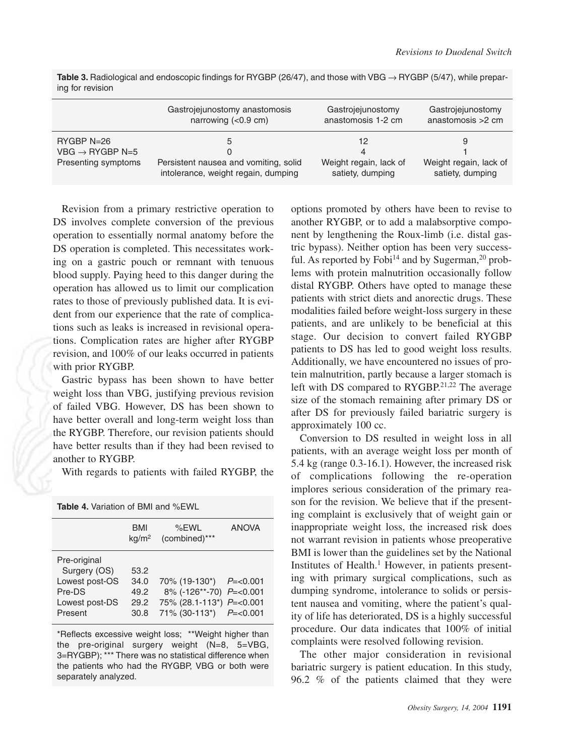**Table 3.** Radiological and endoscopic findings for RYGBP (26/47), and those with VBG → RYGBP (5/47), while preparing for revision

| | Gastrojejunostomy anastomosis narrowing (<0.9 cm) | Gastrojejunostomy anastomosis 1-2 cm | Gastrojejunostomy anastomosis >2 cm |
|---|---|---|---|
| RYGBP N=26 | 5 | 12 | 9 |
| VBG → RYGBP N=5 | 0 | 4 | 1 |
| Presenting symptoms | Persistent nausea and vomiting, solid intolerance, weight regain, dumping | Weight regain, lack of satiety, dumping | Weight regain, lack of satiety, dumping |

Revision from a primary restrictive operation to DS involves complete conversion of the previous operation to essentially normal anatomy before the DS operation is completed. This necessitates working on a gastric pouch or remnant with tenuous blood supply. Paying heed to this danger during the operation has allowed us to limit our complication rates to those of previously published data. It is evident from our experience that the rate of complications such as leaks is increased in revisional operations. Complication rates are higher after RYGBP revision, and 100% of our leaks occurred in patients with prior RYGBP.

Gastric bypass has been shown to have better weight loss than VBG, justifying previous revision of failed VBG. However, DS has been shown to have better overall and long-term weight loss than the RYGBP. Therefore, our revision patients should have better results than if they had been revised to another to RYGBP.

With regards to patients with failed RYGBP, the options promoted by others have been to revise to another RYGBP, or to add a malabsorptive component by lengthening the Roux-limb (i.e. distal gastric bypass). Neither option has been very successful. As reported by Fobi[14] and by Sugerman,[20] problems with protein malnutrition occasionally follow distal RYGBP. Others have opted to manage these patients with strict diets and anorectic drugs. These modalities failed before weight-loss surgery in these patients, and are unlikely to be beneficial at this stage. Our decision to convert failed RYGBP patients to DS has led to good weight loss results. Additionally, we have encountered no issues of protein malnutrition, partly because a larger stomach is left with DS compared to RYGBP.[21,22] The average size of the stomach remaining after primary DS or after DS for previously failed bariatric surgery is approximately 100 cc.

**Table 4.** Variation of BMI and %EWL

| | BMI kg/m² | %EWL (combined)*** | ANOVA |
|---|---|---|---|
| Pre-original Surgery (OS) | 53.2 | | |
| Lowest post-OS | 34.0 | 70% (19-130*) | $P$=<0.001 |
| Pre-DS | 49.2 | 8% (-126**-70) | $P$=<0.001 |
| Lowest post-DS | 29.2 | 75% (28.1-113*) | $P$=<0.001 |
| Present | 30.8 | 71% (30-113*) | $P$=<0.001 |

*Reflects excessive weight loss; **Weight higher than the pre-original surgery weight (N=8, 5=VBG, 3=RYGBP); *** There was no statistical difference when the patients who had the RYGBP, VBG or both were separately analyzed.

Conversion to DS resulted in weight loss in all patients, with an average weight loss per month of 5.4 kg (range 0.3-16.1). However, the increased risk of complications following the re-operation implores serious consideration of the primary reason for the revision. We believe that if the presenting complaint is exclusively that of weight gain or inappropriate weight loss, the increased risk does not warrant revision in patients whose preoperative BMI is lower than the guidelines set by the National Institutes of Health.[1] However, in patients presenting with primary surgical complications, such as dumping syndrome, intolerance to solids or persistent nausea and vomiting, where the patient's quality of life has deteriorated, DS is a highly successful procedure. Our data indicates that 100% of initial complaints were resolved following revision.

The other major consideration in revisional bariatric surgery is patient education. In this study, 96.2 % of the patients claimed that they were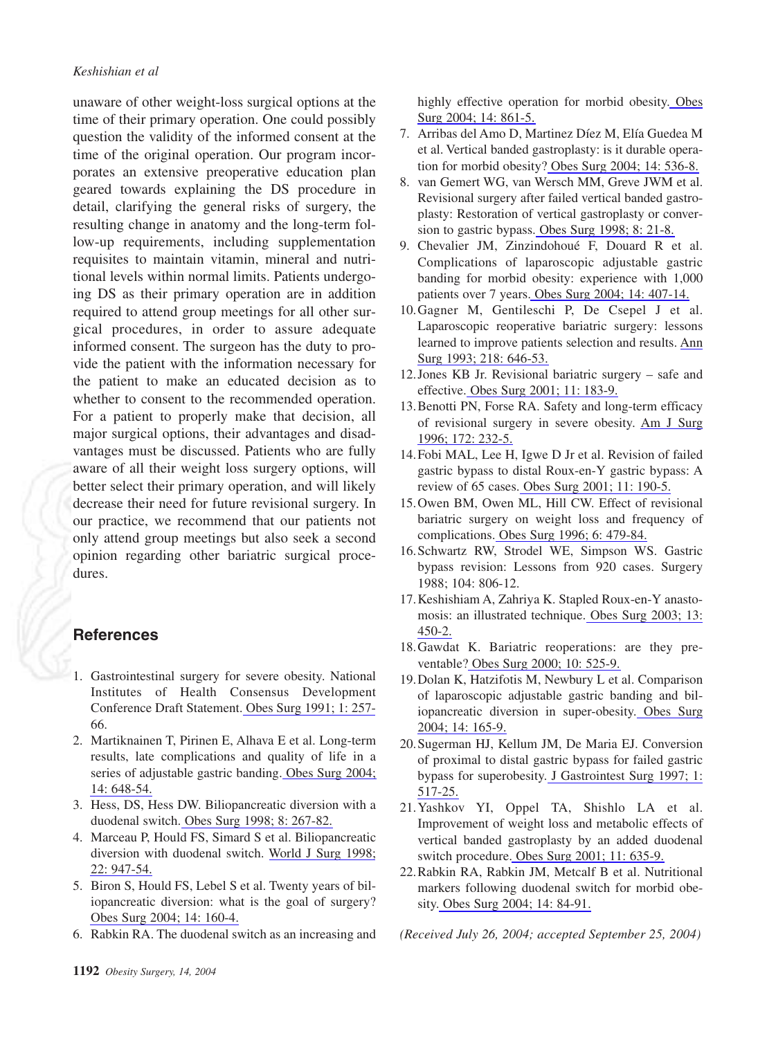unaware of other weight-loss surgical options at the time of their primary operation. One could possibly question the validity of the informed consent at the time of the original operation. Our program incorporates an extensive preoperative education plan geared towards explaining the DS procedure in detail, clarifying the general risks of surgery, the resulting change in anatomy and the long-term follow-up requirements, including supplementation requisites to maintain vitamin, mineral and nutritional levels within normal limits. Patients undergoing DS as their primary operation are in addition required to attend group meetings for all other surgical procedures, in order to assure adequate informed consent. The surgeon has the duty to provide the patient with the information necessary for the patient to make an educated decision as to whether to consent to the recommended operation. For a patient to properly make that decision, all major surgical options, their advantages and disadvantages must be discussed. Patients who are fully aware of all their weight loss surgery options, will better select their primary operation, and will likely decrease their need for future revisional surgery. In our practice, we recommend that our patients not only attend group meetings but also seek a second opinion regarding other bariatric surgical procedures.

## References

1. Gastrointestinal surgery for severe obesity. National Institutes of Health Consensus Development Conference Draft Statement. Obes Surg 1991; 1: 257-66.
2. Martiknainen T, Pirinen E, Alhava E et al. Long-term results, late complications and quality of life in a series of adjustable gastric banding. Obes Surg 2004; 14: 648-54.
3. Hess, DS, Hess DW. Biliopancreatic diversion with a duodenal switch. Obes Surg 1998; 8: 267-82.
4. Marceau P, Hould FS, Simard S et al. Biliopancreatic diversion with duodenal switch. World J Surg 1998; 22: 947-54.
5. Biron S, Hould FS, Lebel S et al. Twenty years of biliopancreatic diversion: what is the goal of surgery? Obes Surg 2004; 14: 160-4.
6. Rabkin RA. The duodenal switch as an increasing and highly effective operation for morbid obesity. Obes Surg 2004; 14: 861-5.
7. Arribas del Amo D, Martinez Díez M, Elía Guedea M et al. Vertical banded gastroplasty: is it durable operation for morbid obesity? Obes Surg 2004; 14: 536-8.
8. van Gemert WG, van Wersch MM, Greve JWM et al. Revisional surgery after failed vertical banded gastroplasty: Restoration of vertical gastroplasty or conversion to gastric bypass. Obes Surg 1998; 8: 21-8.
9. Chevalier JM, Zinzindohoué F, Douard R et al. Complications of laparoscopic adjustable gastric banding for morbid obesity: experience with 1,000 patients over 7 years. Obes Surg 2004; 14: 407-14.
10. Gagner M, Gentileschi P, De Csepel J et al. Laparoscopic reoperative bariatric surgery: lessons learned to improve patients selection and results. Ann Surg 1993; 218: 646-53.
12. Jones KB Jr. Revisional bariatric surgery – safe and effective. Obes Surg 2001; 11: 183-9.
13. Benotti PN, Forse RA. Safety and long-term efficacy of revisional surgery in severe obesity. Am J Surg 1996; 172: 232-5.
14. Fobi MAL, Lee H, Igwe D Jr et al. Revision of failed gastric bypass to distal Roux-en-Y gastric bypass: A review of 65 cases. Obes Surg 2001; 11: 190-5.
15. Owen BM, Owen ML, Hill CW. Effect of revisional bariatric surgery on weight loss and frequency of complications. Obes Surg 1996; 6: 479-84.
16. Schwartz RW, Strodel WE, Simpson WS. Gastric bypass revision: Lessons from 920 cases. Surgery 1988; 104: 806-12.
17. Keshishiam A, Zahriya K. Stapled Roux-en-Y anastomosis: an illustrated technique. Obes Surg 2003; 13: 450-2.
18. Gawdat K. Bariatric reoperations: are they preventable? Obes Surg 2000; 10: 525-9.
19. Dolan K, Hatzifotis M, Newbury L et al. Comparison of laparoscopic adjustable gastric banding and biliopancreatic diversion in super-obesity. Obes Surg 2004; 14: 165-9.
20. Sugerman HJ, Kellum JM, De Maria EJ. Conversion of proximal to distal gastric bypass for failed gastric bypass for superobesity. J Gastrointest Surg 1997; 1: 517-25.
21. Yashkov YI, Oppel TA, Shishlo LA et al. Improvement of weight loss and metabolic effects of vertical banded gastroplasty by an added duodenal switch procedure. Obes Surg 2001; 11: 635-9.
22. Rabkin RA, Rabkin JM, Metcalf B et al. Nutritional markers following duodenal switch for morbid obesity. Obes Surg 2004; 14: 84-91.

*(Received July 26, 2004; accepted September 25, 2004)*